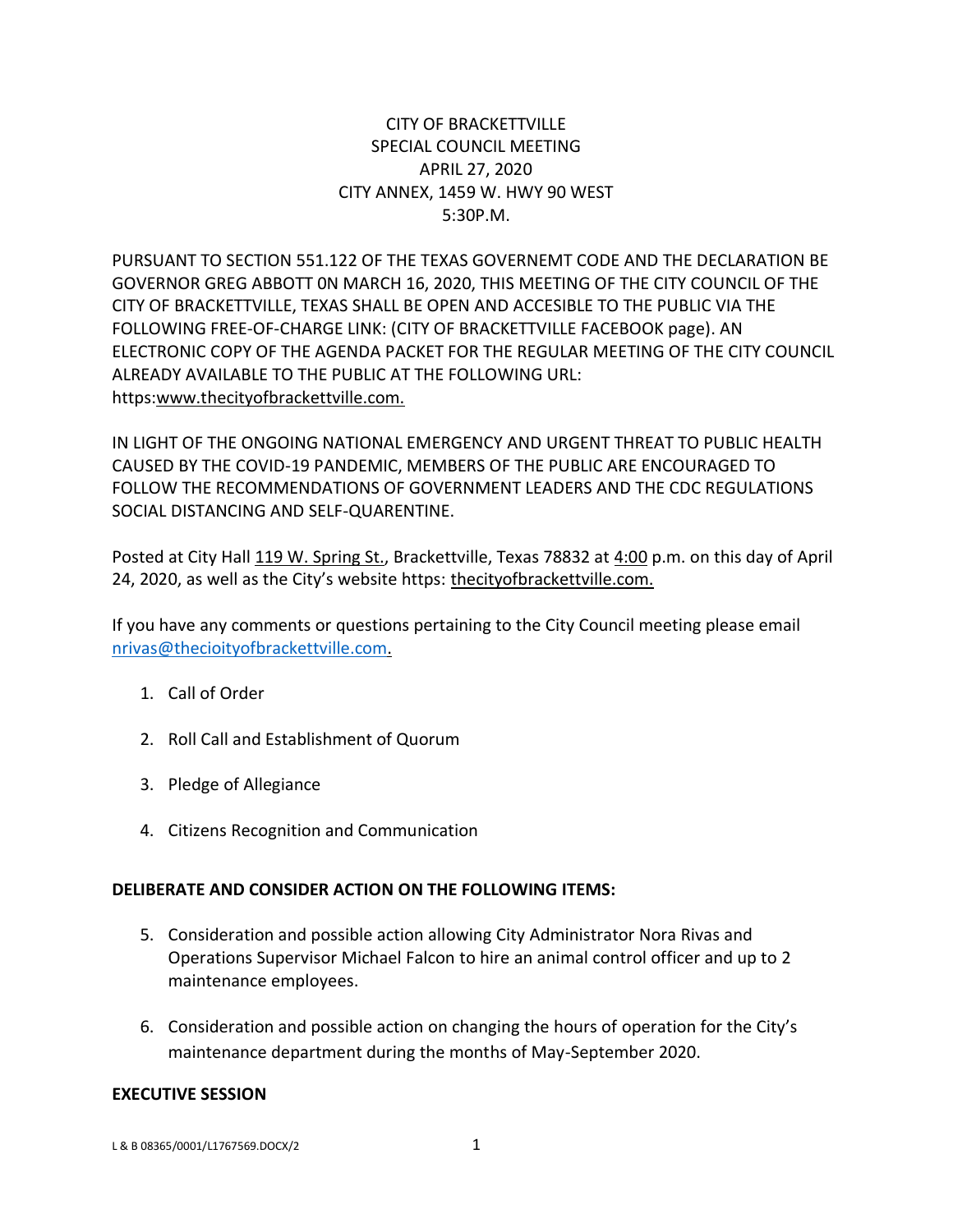CITY OF BRACKETTVILLE
SPECIAL COUNCIL MEETING
APRIL 27, 2020
CITY ANNEX, 1459 W. HWY 90 WEST
5:30P.M.

PURSUANT TO SECTION 551.122 OF THE TEXAS GOVERNEMT CODE AND THE DECLARATION BE GOVERNOR GREG ABBOTT 0N MARCH 16, 2020, THIS MEETING OF THE CITY COUNCIL OF THE CITY OF BRACKETTVILLE, TEXAS SHALL BE OPEN AND ACCESIBLE TO THE PUBLIC VIA THE FOLLOWING FREE-OF-CHARGE LINK: (CITY OF BRACKETTVILLE FACEBOOK page). AN ELECTRONIC COPY OF THE AGENDA PACKET FOR THE REGULAR MEETING OF THE CITY COUNCIL ALREADY AVAILABLE TO THE PUBLIC AT THE FOLLOWING URL: https:www.thecityofbrackettville.com.

IN LIGHT OF THE ONGOING NATIONAL EMERGENCY AND URGENT THREAT TO PUBLIC HEALTH CAUSED BY THE COVID-19 PANDEMIC, MEMBERS OF THE PUBLIC ARE ENCOURAGED TO FOLLOW THE RECOMMENDATIONS OF GOVERNMENT LEADERS AND THE CDC REGULATIONS SOCIAL DISTANCING AND SELF-QUARENTINE.

Posted at City Hall 119 W. Spring St., Brackettville, Texas 78832 at 4:00 p.m. on this day of April 24, 2020, as well as the City's website https: thecityofbrackettville.com.

If you have any comments or questions pertaining to the City Council meeting please email nrivas@thecioityofbrackettville.com.

1. Call of Order

2. Roll Call and Establishment of Quorum

3. Pledge of Allegiance

4. Citizens Recognition and Communication

**DELIBERATE AND CONSIDER ACTION ON THE FOLLOWING ITEMS:**

5. Consideration and possible action allowing City Administrator Nora Rivas and Operations Supervisor Michael Falcon to hire an animal control officer and up to 2 maintenance employees.

6. Consideration and possible action on changing the hours of operation for the City's maintenance department during the months of May-September 2020.

**EXECUTIVE SESSION**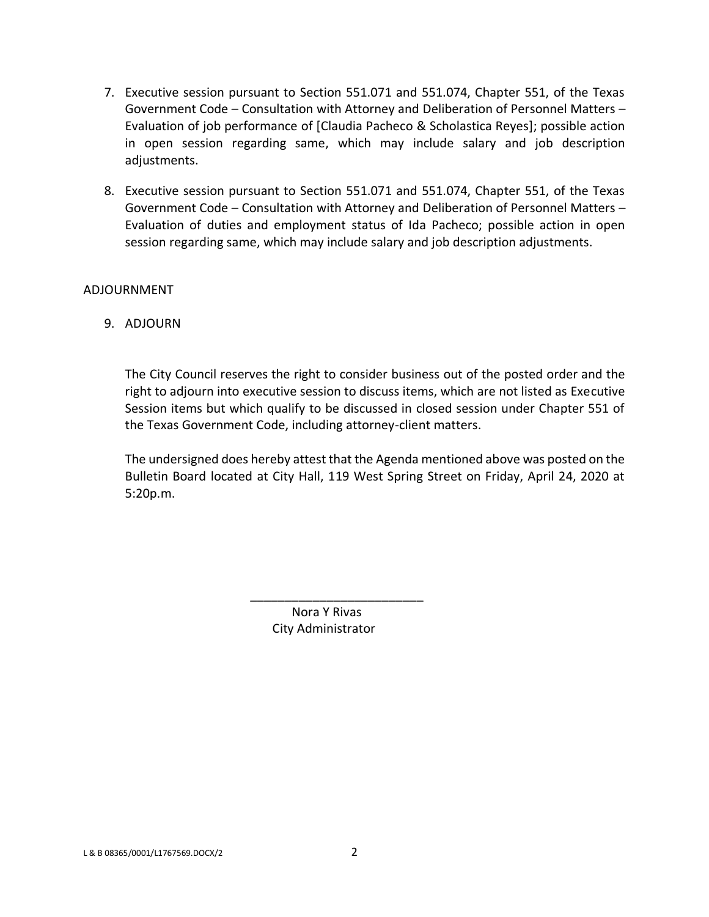7. Executive session pursuant to Section 551.071 and 551.074, Chapter 551, of the Texas Government Code – Consultation with Attorney and Deliberation of Personnel Matters – Evaluation of job performance of [Claudia Pacheco & Scholastica Reyes]; possible action in open session regarding same, which may include salary and job description adjustments.

8. Executive session pursuant to Section 551.071 and 551.074, Chapter 551, of the Texas Government Code – Consultation with Attorney and Deliberation of Personnel Matters – Evaluation of duties and employment status of Ida Pacheco; possible action in open session regarding same, which may include salary and job description adjustments.

ADJOURNMENT

9. ADJOURN

The City Council reserves the right to consider business out of the posted order and the right to adjourn into executive session to discuss items, which are not listed as Executive Session items but which qualify to be discussed in closed session under Chapter 551 of the Texas Government Code, including attorney-client matters.

The undersigned does hereby attest that the Agenda mentioned above was posted on the Bulletin Board located at City Hall, 119 West Spring Street on Friday, April 24, 2020 at 5:20p.m.

\_\_\_\_\_\_\_\_\_\_\_\_\_\_\_\_\_\_\_\_\_\_\_\_\_\_

Nora Y Rivas
City Administrator

L & B 08365/0001/L1767569.DOCX/2